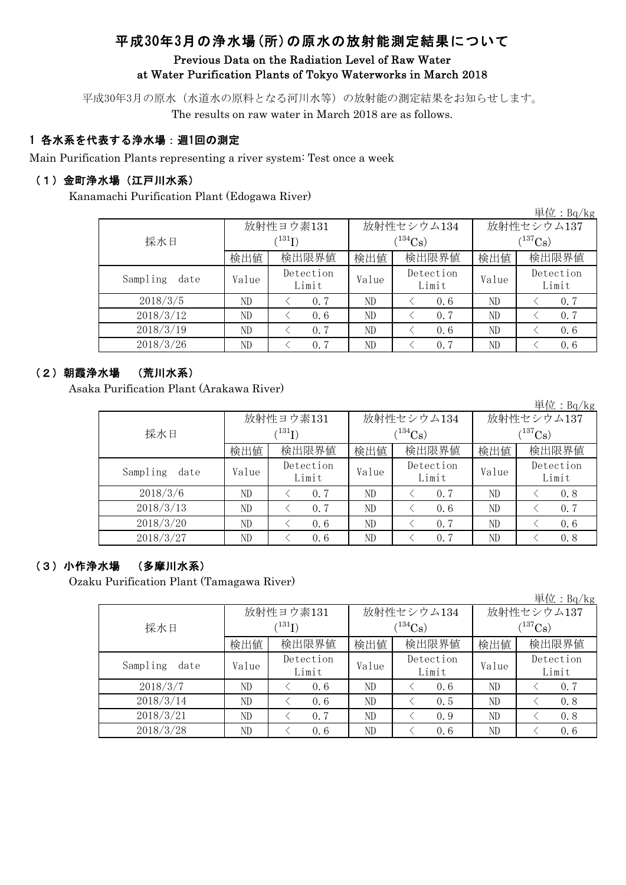# 平成30年3月の浄水場(所)の原水の放射能測定結果について

## Previous Data on the Radiation Level of Raw Water at Water Purification Plants of Tokyo Waterworks in March 2018

平成30年3月の原水（水道水の原料となる河川水等）の放射能の測定結果をお知らせします。
The results on raw water in March 2018 are as follows.

### 1 各水系を代表する浄水場：週1回の測定

Main Purification Plants representing a river system: Test once a week

#### （1）金町浄水場（江戸川水系）

Kanamachi Purification Plant (Edogawa River)

単位：Bq/kg

| 採水日 | 放射性ヨウ素131 ($^{131}$I) | | 放射性セシウム134 ($^{134}$Cs) | | 放射性セシウム137 ($^{137}$Cs) | |
|---|---|---|---|---|---|---|
| | 検出値 | 検出限界値 | 検出値 | 検出限界値 | 検出値 | 検出限界値 |
| Sampling date | Value | Detection Limit | Value | Detection Limit | Value | Detection Limit |
| 2018/3/5 | ND | ＜ 0.7 | ND | ＜ 0.6 | ND | ＜ 0.7 |
| 2018/3/12 | ND | ＜ 0.6 | ND | ＜ 0.7 | ND | ＜ 0.7 |
| 2018/3/19 | ND | ＜ 0.7 | ND | ＜ 0.6 | ND | ＜ 0.6 |
| 2018/3/26 | ND | ＜ 0.7 | ND | ＜ 0.7 | ND | ＜ 0.6 |

#### （2）朝霞浄水場 （荒川水系）

Asaka Purification Plant (Arakawa River)

単位：Bq/kg

| 採水日 | 放射性ヨウ素131 ($^{131}$I) | | 放射性セシウム134 ($^{134}$Cs) | | 放射性セシウム137 ($^{137}$Cs) | |
|---|---|---|---|---|---|---|
| | 検出値 | 検出限界値 | 検出値 | 検出限界値 | 検出値 | 検出限界値 |
| Sampling date | Value | Detection Limit | Value | Detection Limit | Value | Detection Limit |
| 2018/3/6 | ND | ＜ 0.7 | ND | ＜ 0.7 | ND | ＜ 0.8 |
| 2018/3/13 | ND | ＜ 0.7 | ND | ＜ 0.6 | ND | ＜ 0.7 |
| 2018/3/20 | ND | ＜ 0.6 | ND | ＜ 0.7 | ND | ＜ 0.6 |
| 2018/3/27 | ND | ＜ 0.6 | ND | ＜ 0.7 | ND | ＜ 0.8 |

#### （3）小作浄水場 （多摩川水系）

Ozaku Purification Plant (Tamagawa River)

単位：Bq/kg

| 採水日 | 放射性ヨウ素131 ($^{131}$I) | | 放射性セシウム134 ($^{134}$Cs) | | 放射性セシウム137 ($^{137}$Cs) | |
|---|---|---|---|---|---|---|
| | 検出値 | 検出限界値 | 検出値 | 検出限界値 | 検出値 | 検出限界値 |
| Sampling date | Value | Detection Limit | Value | Detection Limit | Value | Detection Limit |
| 2018/3/7 | ND | ＜ 0.6 | ND | ＜ 0.6 | ND | ＜ 0.7 |
| 2018/3/14 | ND | ＜ 0.6 | ND | ＜ 0.5 | ND | ＜ 0.8 |
| 2018/3/21 | ND | ＜ 0.7 | ND | ＜ 0.9 | ND | ＜ 0.8 |
| 2018/3/28 | ND | ＜ 0.6 | ND | ＜ 0.6 | ND | ＜ 0.6 |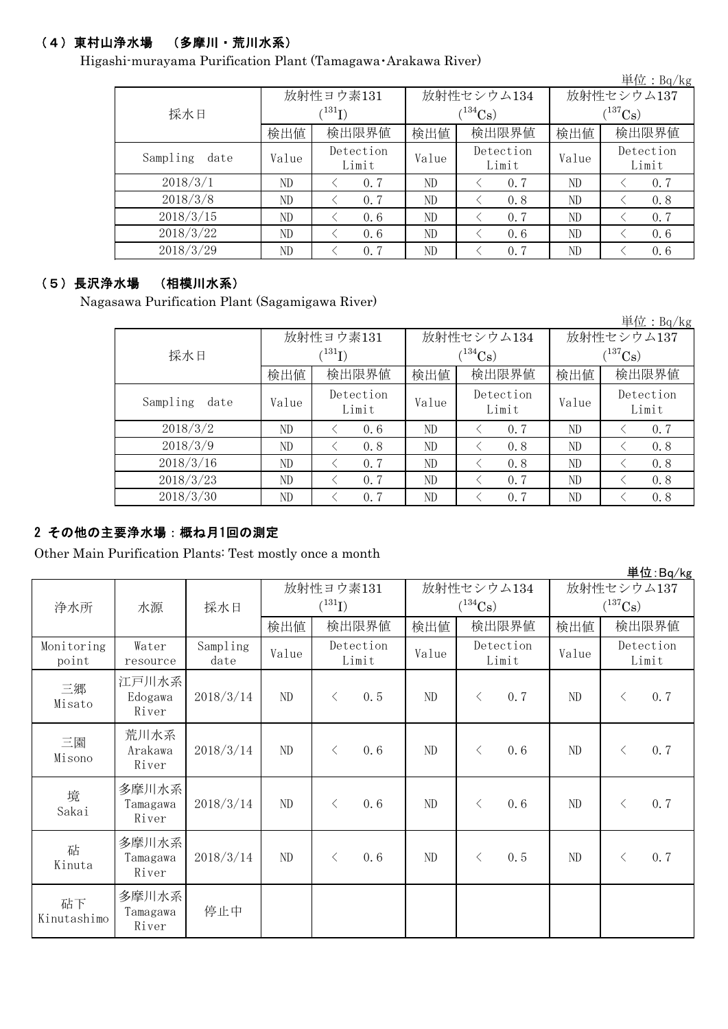### （4）東村山浄水場　（多摩川・荒川水系）

Higashi-murayama Purification Plant (Tamagawa･Arakawa River)

単位：Bq/kg

| 採水日 | 放射性ヨウ素131 ($^{131}I$) | | 放射性セシウム134 ($^{134}Cs$) | | 放射性セシウム137 ($^{137}Cs$) | |
|---|---|---|---|---|---|---|
| | 検出値 | 検出限界値 | 検出値 | 検出限界値 | 検出値 | 検出限界値 |
| Sampling date | Value | Detection Limit | Value | Detection Limit | Value | Detection Limit |
| 2018/3/1 | ND | ＜ 0.7 | ND | ＜ 0.7 | ND | ＜ 0.7 |
| 2018/3/8 | ND | ＜ 0.7 | ND | ＜ 0.8 | ND | ＜ 0.8 |
| 2018/3/15 | ND | ＜ 0.6 | ND | ＜ 0.7 | ND | ＜ 0.7 |
| 2018/3/22 | ND | ＜ 0.6 | ND | ＜ 0.6 | ND | ＜ 0.6 |
| 2018/3/29 | ND | ＜ 0.7 | ND | ＜ 0.7 | ND | ＜ 0.6 |

### （5）長沢浄水場　（相模川水系）

Nagasawa Purification Plant (Sagamigawa River)

単位：Bq/kg

| 採水日 | 放射性ヨウ素131 ($^{131}I$) | | 放射性セシウム134 ($^{134}Cs$) | | 放射性セシウム137 ($^{137}Cs$) | |
|---|---|---|---|---|---|---|
| | 検出値 | 検出限界値 | 検出値 | 検出限界値 | 検出値 | 検出限界値 |
| Sampling date | Value | Detection Limit | Value | Detection Limit | Value | Detection Limit |
| 2018/3/2 | ND | ＜ 0.6 | ND | ＜ 0.7 | ND | ＜ 0.7 |
| 2018/3/9 | ND | ＜ 0.8 | ND | ＜ 0.8 | ND | ＜ 0.8 |
| 2018/3/16 | ND | ＜ 0.7 | ND | ＜ 0.8 | ND | ＜ 0.8 |
| 2018/3/23 | ND | ＜ 0.7 | ND | ＜ 0.7 | ND | ＜ 0.8 |
| 2018/3/30 | ND | ＜ 0.7 | ND | ＜ 0.7 | ND | ＜ 0.8 |

## 2 その他の主要浄水場：概ね月1回の測定

Other Main Purification Plants: Test mostly once a month

単位:Bq/kg

| 浄水所 | 水源 | 採水日 | 放射性ヨウ素131 ($^{131}I$) | | 放射性セシウム134 ($^{134}Cs$) | | 放射性セシウム137 ($^{137}Cs$) | |
|---|---|---|---|---|---|---|---|---|
| | | | 検出値 | 検出限界値 | 検出値 | 検出限界値 | 検出値 | 検出限界値 |
| Monitoring point | Water resource | Sampling date | Value | Detection Limit | Value | Detection Limit | Value | Detection Limit |
| 三郷 Misato | 江戸川水系 Edogawa River | 2018/3/14 | ND | ＜ 0.5 | ND | ＜ 0.7 | ND | ＜ 0.7 |
| 三園 Misono | 荒川水系 Arakawa River | 2018/3/14 | ND | ＜ 0.6 | ND | ＜ 0.6 | ND | ＜ 0.7 |
| 境 Sakai | 多摩川水系 Tamagawa River | 2018/3/14 | ND | ＜ 0.6 | ND | ＜ 0.6 | ND | ＜ 0.7 |
| 砧 Kinuta | 多摩川水系 Tamagawa River | 2018/3/14 | ND | ＜ 0.6 | ND | ＜ 0.5 | ND | ＜ 0.7 |
| 砧下 Kinutashimo | 多摩川水系 Tamagawa River | 停止中 | | | | | | |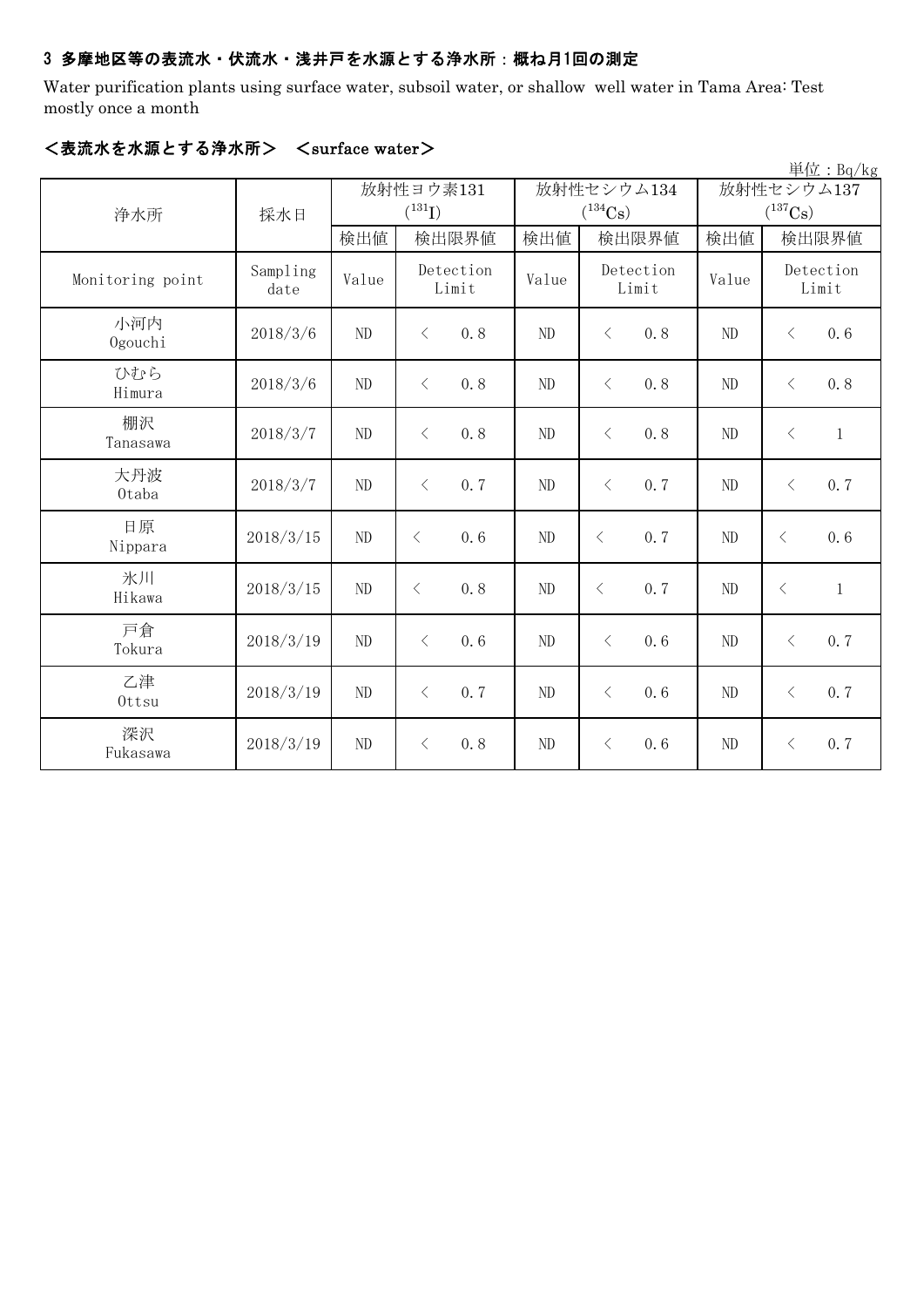### 3 多摩地区等の表流水・伏流水・浅井戸を水源とする浄水所：概ね月1回の測定

Water purification plants using surface water, subsoil water, or shallow well water in Tama Area: Test mostly once a month

### <表流水を水源とする浄水所>　<surface water>

単位：Bq/kg

| 浄水所 | 採水日 | 放射性ヨウ素131 ($^{131}I$) | | 放射性セシウム134 ($^{134}Cs$) | | 放射性セシウム137 ($^{137}Cs$) | |
|---|---|---|---|---|---|---|---|
| | | 検出値 | 検出限界値 | 検出値 | 検出限界値 | 検出値 | 検出限界値 |
| Monitoring point | Sampling date | Value | Detection Limit | Value | Detection Limit | Value | Detection Limit |
| 小河内 Ogouchi | 2018/3/6 | ND | ＜ 0.8 | ND | ＜ 0.8 | ND | ＜ 0.6 |
| ひむら Himura | 2018/3/6 | ND | ＜ 0.8 | ND | ＜ 0.8 | ND | ＜ 0.8 |
| 棚沢 Tanasawa | 2018/3/7 | ND | ＜ 0.8 | ND | ＜ 0.8 | ND | ＜ 1 |
| 大丹波 Otaba | 2018/3/7 | ND | ＜ 0.7 | ND | ＜ 0.7 | ND | ＜ 0.7 |
| 日原 Nippara | 2018/3/15 | ND | ＜ 0.6 | ND | ＜ 0.7 | ND | ＜ 0.6 |
| 氷川 Hikawa | 2018/3/15 | ND | ＜ 0.8 | ND | ＜ 0.7 | ND | ＜ 1 |
| 戸倉 Tokura | 2018/3/19 | ND | ＜ 0.6 | ND | ＜ 0.6 | ND | ＜ 0.7 |
| 乙津 Ottsu | 2018/3/19 | ND | ＜ 0.7 | ND | ＜ 0.6 | ND | ＜ 0.7 |
| 深沢 Fukasawa | 2018/3/19 | ND | ＜ 0.8 | ND | ＜ 0.6 | ND | ＜ 0.7 |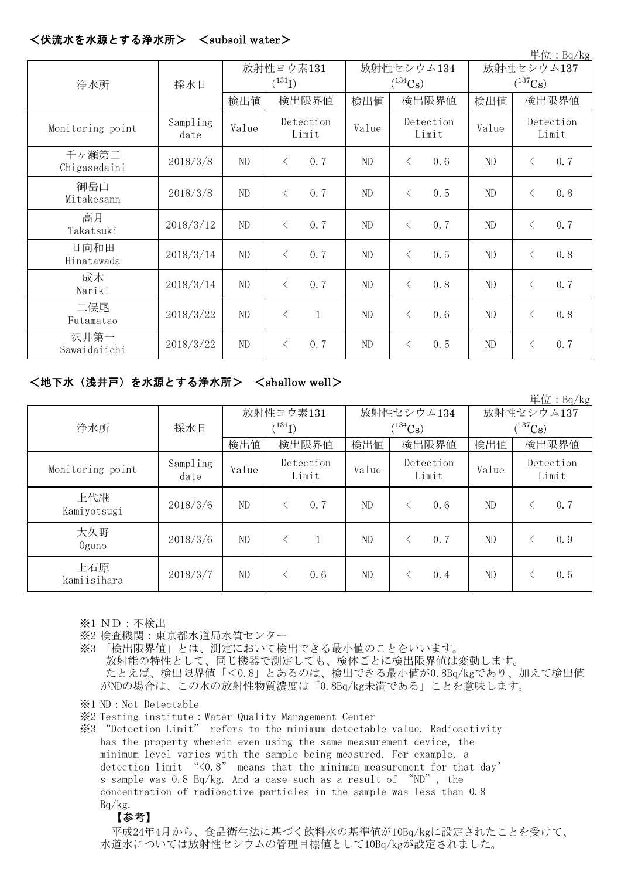## ＜伏流水を水源とする浄水所＞　＜subsoil water＞

単位：Bq/kg

| 浄水所 | 採水日 | 放射性ヨウ素131 ($^{131}I$) | | 放射性セシウム134 ($^{134}Cs$) | | 放射性セシウム137 ($^{137}Cs$) | |
|---|---|---|---|---|---|---|---|
| | | 検出値 | 検出限界値 | 検出値 | 検出限界値 | 検出値 | 検出限界値 |
| Monitoring point | Sampling date | Value | Detection Limit | Value | Detection Limit | Value | Detection Limit |
| 千ヶ瀬第二 Chigasedaini | 2018/3/8 | ND | ＜ 0.7 | ND | ＜ 0.6 | ND | ＜ 0.7 |
| 御岳山 Mitakesann | 2018/3/8 | ND | ＜ 0.7 | ND | ＜ 0.5 | ND | ＜ 0.8 |
| 高月 Takatsuki | 2018/3/12 | ND | ＜ 0.7 | ND | ＜ 0.7 | ND | ＜ 0.7 |
| 日向和田 Hinatawada | 2018/3/14 | ND | ＜ 0.7 | ND | ＜ 0.5 | ND | ＜ 0.8 |
| 成木 Nariki | 2018/3/14 | ND | ＜ 0.7 | ND | ＜ 0.8 | ND | ＜ 0.7 |
| 二俣尾 Futamatao | 2018/3/22 | ND | ＜ 1 | ND | ＜ 0.6 | ND | ＜ 0.8 |
| 沢井第一 Sawaidaiichi | 2018/3/22 | ND | ＜ 0.7 | ND | ＜ 0.5 | ND | ＜ 0.7 |

## ＜地下水（浅井戸）を水源とする浄水所＞　＜shallow well＞

単位：Bq/kg

| 浄水所 | 採水日 | 放射性ヨウ素131 ($^{131}I$) | | 放射性セシウム134 ($^{134}Cs$) | | 放射性セシウム137 ($^{137}Cs$) | |
|---|---|---|---|---|---|---|---|
| | | 検出値 | 検出限界値 | 検出値 | 検出限界値 | 検出値 | 検出限界値 |
| Monitoring point | Sampling date | Value | Detection Limit | Value | Detection Limit | Value | Detection Limit |
| 上代継 Kamiyotsugi | 2018/3/6 | ND | ＜ 0.7 | ND | ＜ 0.6 | ND | ＜ 0.7 |
| 大久野 Oguno | 2018/3/6 | ND | ＜ 1 | ND | ＜ 0.7 | ND | ＜ 0.9 |
| 上石原 kamiisihara | 2018/3/7 | ND | ＜ 0.6 | ND | ＜ 0.4 | ND | ＜ 0.5 |

※1 ＮＤ：不検出

※2 検査機関：東京都水道局水質センター

※3 「検出限界値」とは、測定において検出できる最小値のことをいいます。
放射能の特性として、同じ機器で測定しても、検体ごとに検出限界値は変動します。
たとえば、検出限界値「＜0.8」とあるのは、検出できる最小値が0.8Bq/kgであり、加えて検出値がNDの場合は、この水の放射性物質濃度は「0.8Bq/kg未満である」ことを意味します。

※1 ND：Not Detectable

※2 Testing institute：Water Quality Management Center

※3 "Detection Limit" refers to the minimum detectable value. Radioactivity has the property wherein even using the same measurement device, the minimum level varies with the sample being measured. For example, a detection limit "<0.8" means that the minimum measurement for that day's sample was 0.8 Bq/kg. And a case such as a result of "ND", the concentration of radioactive particles in the sample was less than 0.8 Bq/kg.

**【参考】**

平成24年4月から、食品衛生法に基づく飲料水の基準値が10Bq/kgに設定されたことを受けて、水道水については放射性セシウムの管理目標値として10Bq/kgが設定されました。